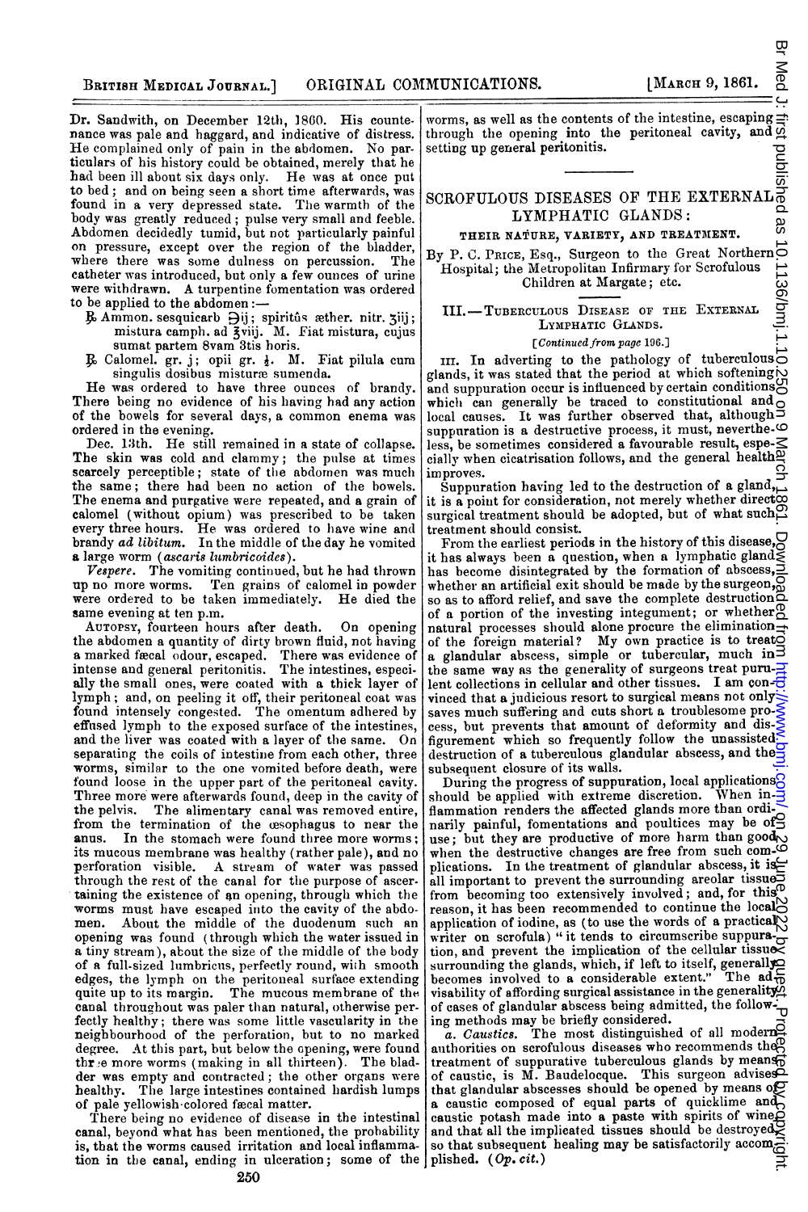Dr. Sandwith, on December 12th, 1860. His countenance was pale and haggard, and indicative of distress. He complained only of pain in the abdomen. No particulars of his history could be obtained, merely that he had been ill about six days only. He was at once put to bed; and on being seen a short time afterwards, was found in a very depressed state. The warmth of the body was greatly reduced; pulse very small and feeble. Abdomen decidedly tumid, but not particularly painful on pressure, except over the region of the bladder, where there was some dulness on percussion. The catheter was introduced, but only a few ounces of urine were withdrawn. A turpentine fomentation was ordered to be applied to the abdomen:—

℞ Ammon. sesquicarb ℈ij; spiritûs æther. nitr. ʒiij; mistura camph. ad ℥viij. M. Fiat mistura, cujus sumat partem 8vam 3tis horis.

℞ Calomel. gr. j; opii gr. ½. M. Fiat pilula cum singulis dosibus misturæ sumenda.

He was ordered to have three ounces of brandy. There being no evidence of his having had any action of the bowels for several days, a common enema was ordered in the evening.

Dec. 13th. He still remained in a state of collapse. The skin was cold and clammy; the pulse at times scarcely perceptible; state of the abdomen was much the same; there had been no action of the bowels. The enema and purgative were repeated, and a grain of calomel (without opium) was prescribed to be taken every three hours. He was ordered to have wine and brandy *ad libitum*. In the middle of the day he vomited a large worm (*ascaris lumbricoides*).

*Vespere*. The vomiting continued, but he had thrown up no more worms. Ten grains of calomel in powder were ordered to be taken immediately. He died the same evening at ten p.m.

AUTOPSY, fourteen hours after death. On opening the abdomen a quantity of dirty brown fluid, not having a marked fæcal odour, escaped. There was evidence of intense and general peritonitis. The intestines, especially the small ones, were coated with a thick layer of lymph; and, on peeling it off, their peritoneal coat was found intensely congested. The omentum adhered by effused lymph to the exposed surface of the intestines, and the liver was coated with a layer of the same. On separating the coils of intestine from each other, three worms, similar to the one vomited before death, were found loose in the upper part of the peritoneal cavity. Three more were afterwards found, deep in the cavity of the pelvis. The alimentary canal was removed entire, from the termination of the œsophagus to near the anus. In the stomach were found three more worms; its mucous membrane was healthy (rather pale), and no perforation visible. A stream of water was passed through the rest of the canal for the purpose of ascertaining the existence of an opening, through which the worms must have escaped into the cavity of the abdomen. About the middle of the duodenum such an opening was found (through which the water issued in a tiny stream), about the size of the middle of the body of a full-sized lumbricus, perfectly round, with smooth edges, the lymph on the peritoneal surface extending quite up to its margin. The mucous membrane of the canal throughout was paler than natural, otherwise perfectly healthy; there was some little vascularity in the neighbourhood of the perforation, but to no marked degree. At this part, but below the opening, were found three more worms (making in all thirteen). The bladder was empty and contracted; the other organs were healthy. The large intestines contained hardish lumps of pale yellowish-colored fæcal matter.

There being no evidence of disease in the intestinal canal, beyond what has been mentioned, the probability is, that the worms caused irritation and local inflammation in the canal, ending in ulceration; some of the worms, as well as the contents of the intestine, escaping through the opening into the peritoneal cavity, and setting up general peritonitis.

---

# SCROFULOUS DISEASES OF THE EXTERNAL LYMPHATIC GLANDS:

### THEIR NATURE, VARIETY, AND TREATMENT.

By P. C. PRICE, Esq., Surgeon to the Great Northern Hospital; the Metropolitan Infirmary for Scrofulous Children at Margate; etc.

## III.—TUBERCULOUS DISEASE OF THE EXTERNAL LYMPHATIC GLANDS.

[*Continued from page* 196.]

III. In adverting to the pathology of tuberculous glands, it was stated that the period at which softening and suppuration occur is influenced by certain conditions which can generally be traced to constitutional and local causes. It was further observed that, although suppuration is a destructive process, it must, nevertheless, be sometimes considered a favourable result, especially when cicatrisation follows, and the general health improves.

Suppuration having led to the destruction of a gland, it is a point for consideration, not merely whether direct surgical treatment should be adopted, but of what such treatment should consist.

From the earliest periods in the history of this disease, it has always been a question, when a lymphatic gland has become disintegrated by the formation of abscess, whether an artificial exit should be made by the surgeon, so as to afford relief, and save the complete destruction of a portion of the investing integument; or whether natural processes should alone procure the elimination of the foreign material? My own practice is to treat a glandular abscess, simple or tubercular, much in the same way as the generality of surgeons treat purulent collections in cellular and other tissues. I am convinced that a judicious resort to surgical means not only saves much suffering and cuts short a troublesome process, but prevents that amount of deformity and disfigurement which so frequently follow the unassisted destruction of a tuberculous glandular abscess, and the subsequent closure of its walls.

During the progress of suppuration, local applications should be applied with extreme discretion. When inflammation renders the affected glands more than ordinarily painful, fomentations and poultices may be of use; but they are productive of more harm than good when the destructive changes are free from such complications. In the treatment of glandular abscess, it is all important to prevent the surrounding areolar tissue from becoming too extensively involved; and, for this reason, it has been recommended to continue the local application of iodine, as (to use the words of a practical writer on scrofula) "it tends to circumscribe suppuration, and prevent the implication of the cellular tissue surrounding the glands, which, if left to itself, generally becomes involved to a considerable extent." The advisability of affording surgical assistance in the generality of cases of glandular abscess being admitted, the following methods may be briefly considered.

*a. Caustics.* The most distinguished of all modern authorities on scrofulous diseases who recommends the treatment of suppurative tuberculous glands by means of caustic, is M. Baudelocque. This surgeon advises that glandular abscesses should be opened by means of a caustic composed of equal parts of quicklime and caustic potash made into a paste with spirits of wine, and that all the implicated tissues should be destroyed, so that subsequent healing may be satisfactorily accomplished. (*Op. cit.*)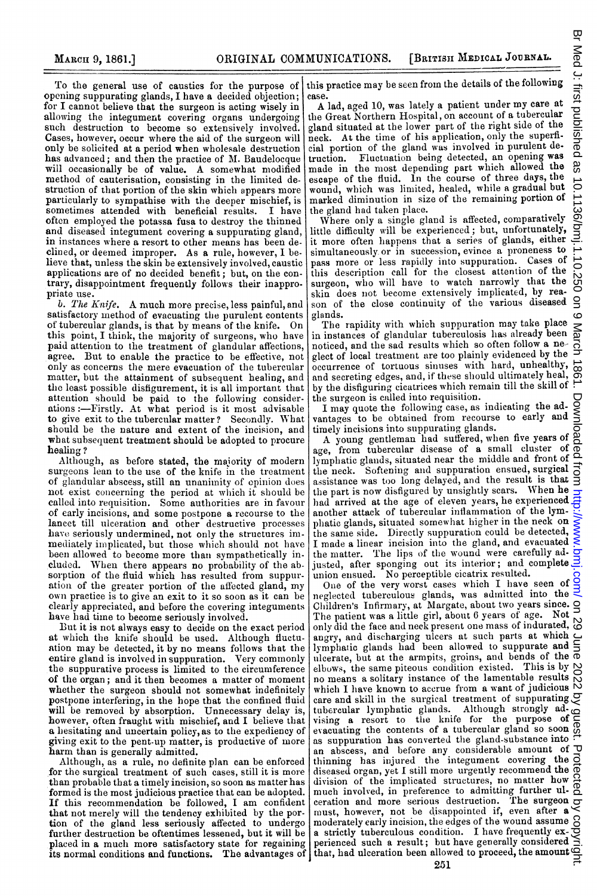To the general use of caustics for the purpose of opening suppurating glands, I have a decided objection; for I cannot believe that the surgeon is acting wisely in allowing the integument covering organs undergoing such destruction to become so extensively involved. Cases, however, occur where the aid of the surgeon will only be solicited at a period when wholesale destruction has advanced; and then the practice of M. Baudelocque will occasionally be of value. A somewhat modified method of cauterisation, consisting in the limited destruction of that portion of the skin which appears more particularly to sympathise with the deeper mischief, is sometimes attended with beneficial results. I have often employed the potassa fusa to destroy the thinned and diseased integument covering a suppurating gland, in instances where a resort to other means has been declined, or deemed improper. As a rule, however, I believe that, unless the skin be extensively involved, caustic applications are of no decided benefit; but, on the contrary, disappointment frequently follows their inappropriate use.

*b. The Knife.* A much more precise, less painful, and satisfactory method of evacuating the purulent contents of tubercular glands, is that by means of the knife. On this point, I think, the majority of surgeons, who have paid attention to the treatment of glandular affections, agree. But to enable the practice to be effective, not only as concerns the mere evacuation of the tubercular matter, but the attainment of subsequent healing, and the least possible disfigurement, it is all important that attention should be paid to the following considerations:—Firstly. At what period is it most advisable to give exit to the tubercular matter? Secondly. What should be the nature and extent of the incision, and what subsequent treatment should be adopted to procure healing?

Although, as before stated, the majority of modern surgeons lean to the use of the knife in the treatment of glandular abscess, still an unanimity of opinion does not exist concerning the period at which it should be called into requisition. Some authorities are in favour of early incisions, and some postpone a recourse to the lancet till ulceration and other destructive processes have seriously undermined, not only the structures immediately implicated, but those which should not have been allowed to become more than sympathetically included. When there appears no probability of the absorption of the fluid which has resulted from suppuration of the greater portion of the affected gland, my own practice is to give an exit to it so soon as it can be clearly appreciated, and before the covering integuments have had time to become seriously involved.

But it is not always easy to decide on the exact period at which the knife should be used. Although fluctuation may be detected, it by no means follows that the entire gland is involved in suppuration. Very commonly the suppurative process is limited to the circumference of the organ; and it then becomes a matter of moment whether the surgeon should not somewhat indefinitely postpone interfering, in the hope that the confined fluid will be removed by absorption. Unnecessary delay is, however, often fraught with mischief, and I believe that a hesitating and uncertain policy, as to the expediency of giving exit to the pent-up matter, is productive of more harm than is generally admitted.

Although, as a rule, no definite plan can be enforced for the surgical treatment of such cases, still it is more than probable that a timely incision, so soon as matter has formed is the most judicious practice that can be adopted. If this recommendation be followed, I am confident that not merely will the tendency exhibited by the portion of the gland less seriously affected to undergo further destruction be oftentimes lessened, but it will be placed in a much more satisfactory state for regaining its normal conditions and functions. The advantages of this practice may be seen from the details of the following case.

A lad, aged 10, was lately a patient under my care at the Great Northern Hospital, on account of a tubercular gland situated at the lower part of the right side of the neck. At the time of his application, only the superficial portion of the gland was involved in purulent destruction. Fluctuation being detected, an opening was made in the most depending part which allowed the escape of the fluid. In the course of three days, the wound, which was limited, healed, while a gradual but marked diminution in size of the remaining portion of the gland had taken place.

Where only a single gland is affected, comparatively little difficulty will be experienced; but, unfortunately, it more often happens that a series of glands, either simultaneously or in succession, evince a proneness to pass more or less rapidly into suppuration. Cases of this description call for the closest attention of the surgeon, who will have to watch narrowly that the skin does not become extensively implicated, by reason of the close continuity of the various diseased glands.

The rapidity with which suppuration may take place in instances of glandular tuberculosis has already been noticed, and the sad results which so often follow a neglect of local treatment are too plainly evidenced by the occurrence of tortuous sinuses with hard, unhealthy, and secreting edges, and, if these should ultimately heal, by the disfiguring cicatrices which remain till the skill of the surgeon is called into requisition.

I may quote the following case, as indicating the advantages to be obtained from recourse to early and timely incisions into suppurating glands.

A young gentleman had suffered, when five years of age, from tubercular disease of a small cluster of lymphatic glands, situated near the middle and front of the neck. Softening and suppuration ensued, surgical assistance was too long delayed, and the result is that the part is now disfigured by unsightly scars. When he had arrived at the age of eleven years, he experienced another attack of tubercular inflammation of the lymphatic glands, situated somewhat higher in the neck on the same side. Directly suppuration could be detected, I made a linear incision into the gland, and evacuated the matter. The lips of the wound were carefully adjusted, after sponging out its interior; and complete union ensued. No perceptible cicatrix resulted.

One of the very worst cases which I have seen of neglected tuberculous glands, was admitted into the Children's Infirmary, at Margate, about two years since. The patient was a little girl, about 6 years of age. Not only did the face and neck present one mass of indurated, angry, and discharging ulcers at such parts at which the lymphatic glands had been allowed to suppurate and ulcerate, but at the armpits, groins, and bends of the elbows, the same piteous condition existed. This is by no means a solitary instance of the lamentable results which I have known to accrue from a want of judicious care and skill in the surgical treatment of suppurating tubercular lymphatic glands. Although strongly advising a resort to the knife for the purpose of evacuating the contents of a tubercular gland so soon as suppuration has converted the gland-substance into an abscess, and before any considerable amount of thinning has injured the integument covering the diseased organ, yet I still more urgently recommend the division of the implicated structures, no matter how much involved, in preference to admitting further ulceration and more serious destruction. The surgeon must, however, not be disappointed if, even after a moderately early incision, the edges of the wound assume a strictly tuberculous condition. I have frequently experienced such a result; but have generally considered that, had ulceration been allowed to proceed, the amount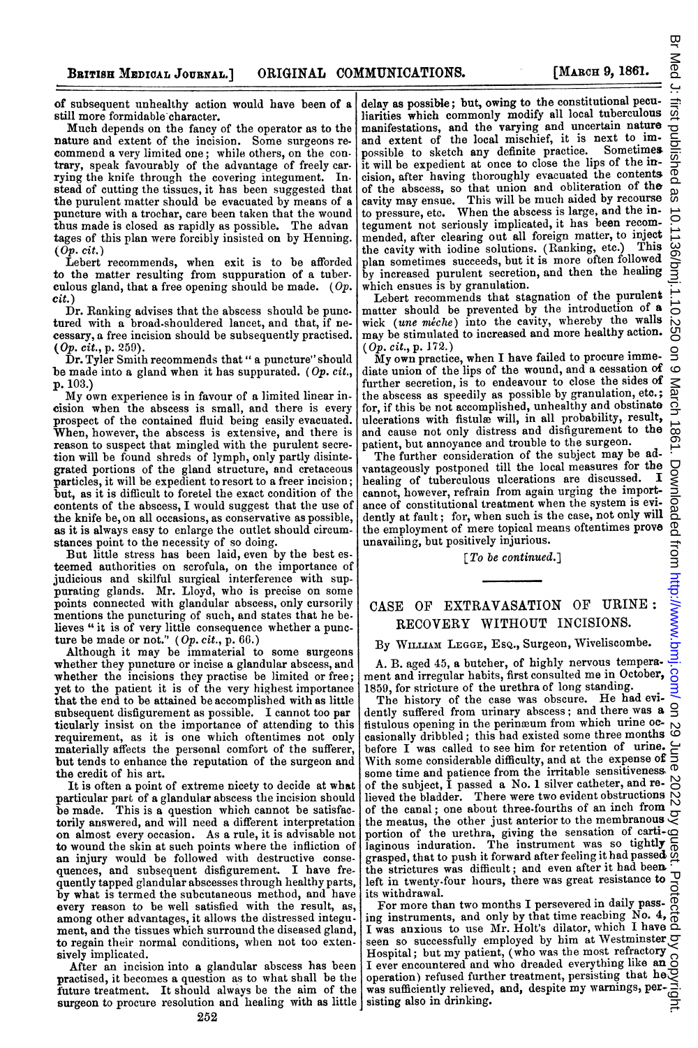of subsequent unhealthy action would have been of a still more formidable character.

Much depends on the fancy of the operator as to the nature and extent of the incision. Some surgeons recommend a very limited one; while others, on the contrary, speak favourably of the advantage of freely carrying the knife through the covering integument. Instead of cutting the tissues, it has been suggested that the purulent matter should be evacuated by means of a puncture with a trochar, care been taken that the wound thus made is closed as rapidly as possible. The advantages of this plan were forcibly insisted on by Henning. (*Op. cit.*)

Lebert recommends, when exit is to be afforded to the matter resulting from suppuration of a tuberculous gland, that a free opening should be made. (*Op. cit.*)

Dr. Ranking advises that the abscess should be punctured with a broad-shouldered lancet, and that, if necessary, a free incision should be subsequently practised. (*Op. cit.*, p. 259).

Dr. Tyler Smith recommends that "a puncture" should be made into a gland when it has suppurated. (*Op. cit.*, p. 103.)

My own experience is in favour of a limited linear incision when the abscess is small, and there is every prospect of the contained fluid being easily evacuated. When, however, the abscess is extensive, and there is reason to suspect that mingled with the purulent secretion will be found shreds of lymph, only partly disintegrated portions of the gland structure, and cretaceous particles, it will be expedient to resort to a freer incision; but, as it is difficult to foretel the exact condition of the contents of the abscess, I would suggest that the use of the knife be, on all occasions, as conservative as possible, as it is always easy to enlarge the outlet should circumstances point to the necessity of so doing.

But little stress has been laid, even by the best esteemed authorities on scrofula, on the importance of judicious and skilful surgical interference with suppurating glands. Mr. Lloyd, who is precise on some points connected with glandular abscess, only cursorily mentions the puncturing of such, and states that he believes "it is of very little consequence whether a puncture be made or not." (*Op. cit.*, p. 66.)

Although it may be immaterial to some surgeons whether they puncture or incise a glandular abscess, and whether the incisions they practise be limited or free; yet to the patient it is of the very highest importance that the end to be attained be accomplished with as little subsequent disfigurement as possible. I cannot too particularly insist on the importance of attending to this requirement, as it is one which oftentimes not only materially affects the personal comfort of the sufferer, but tends to enhance the reputation of the surgeon and the credit of his art.

It is often a point of extreme nicety to decide at what particular part of a glandular abscess the incision should be made. This is a question which cannot be satisfactorily answered, and will need a different interpretation on almost every occasion. As a rule, it is advisable not to wound the skin at such points where the infliction of an injury would be followed with destructive consequences, and subsequent disfigurement. I have frequently tapped glandular abscesses through healthy parts, by what is termed the subcutaneous method, and have every reason to be well satisfied with the result, as, among other advantages, it allows the distressed integument, and the tissues which surround the diseased gland, to regain their normal conditions, when not too extensively implicated.

After an incision into a glandular abscess has been practised, it becomes a question as to what shall be the future treatment. It should always be the aim of the surgeon to procure resolution and healing with as little delay as possible; but, owing to the constitutional peculiarities which commonly modify all local tuberculous manifestations, and the varying and uncertain nature and extent of the local mischief, it is next to impossible to sketch any definite practice. Sometimes it will be expedient at once to close the lips of the incision, after having thoroughly evacuated the contents of the abscess, so that union and obliteration of the cavity may ensue. This will be much aided by recourse to pressure, etc. When the abscess is large, and the integument not seriously implicated, it has been recommended, after clearing out all foreign matter, to inject the cavity with iodine solutions. (Ranking, etc.) This plan sometimes succeeds, but it is more often followed by increased purulent secretion, and then the healing which ensues is by granulation.

Lebert recommends that stagnation of the purulent matter should be prevented by the introduction of a wick (*une mèche*) into the cavity, whereby the walls may be stimulated to increased and more healthy action. (*Op. cit.*, p. 172.)

My own practice, when I have failed to procure immediate union of the lips of the wound, and a cessation of further secretion, is to endeavour to close the sides of the abscess as speedily as possible by granulation, etc.; for, if this be not accomplished, unhealthy and obstinate ulcerations with fistulæ will, in all probability, result, and cause not only distress and disfigurement to the patient, but annoyance and trouble to the surgeon.

The further consideration of the subject may be advantageously postponed till the local measures for the healing of tuberculous ulcerations are discussed. I cannot, however, refrain from again urging the importance of constitutional treatment when the system is evidently at fault; for, when such is the case, not only will the employment of mere topical means oftentimes prove unavailing, but positively injurious.

[*To be continued.*]

## CASE OF EXTRAVASATION OF URINE: RECOVERY WITHOUT INCISIONS.

By William Legge, Esq., Surgeon, Wiveliscombe.

A. B. aged 45, a butcher, of highly nervous temperament and irregular habits, first consulted me in October, 1859, for stricture of the urethra of long standing.

The history of the case was obscure. He had evidently suffered from urinary abscess; and there was a fistulous opening in the perinæum from which urine occasionally dribbled; this had existed some three months before I was called to see him for retention of urine. With some considerable difficulty, and at the expense of some time and patience from the irritable sensitiveness of the subject, I passed a No. 1 silver catheter, and relieved the bladder. There were two evident obstructions of the canal; one about three-fourths of an inch from the meatus, the other just anterior to the membranous portion of the urethra, giving the sensation of cartilaginous induration. The instrument was so tightly grasped, that to push it forward after feeling it had passed the strictures was difficult; and even after it had been left in twenty-four hours, there was great resistance to its withdrawal.

For more than two months I persevered in daily passing instruments, and only by that time reaching No. 4, I was anxious to use Mr. Holt's dilator, which I have seen so successfully employed by him at Westminster Hospital; but my patient, (who was the most refractory I ever encountered and who dreaded everything like an operation) refused further treatment, persisting that he was sufficiently relieved, and, despite my warnings, persisting also in drinking.